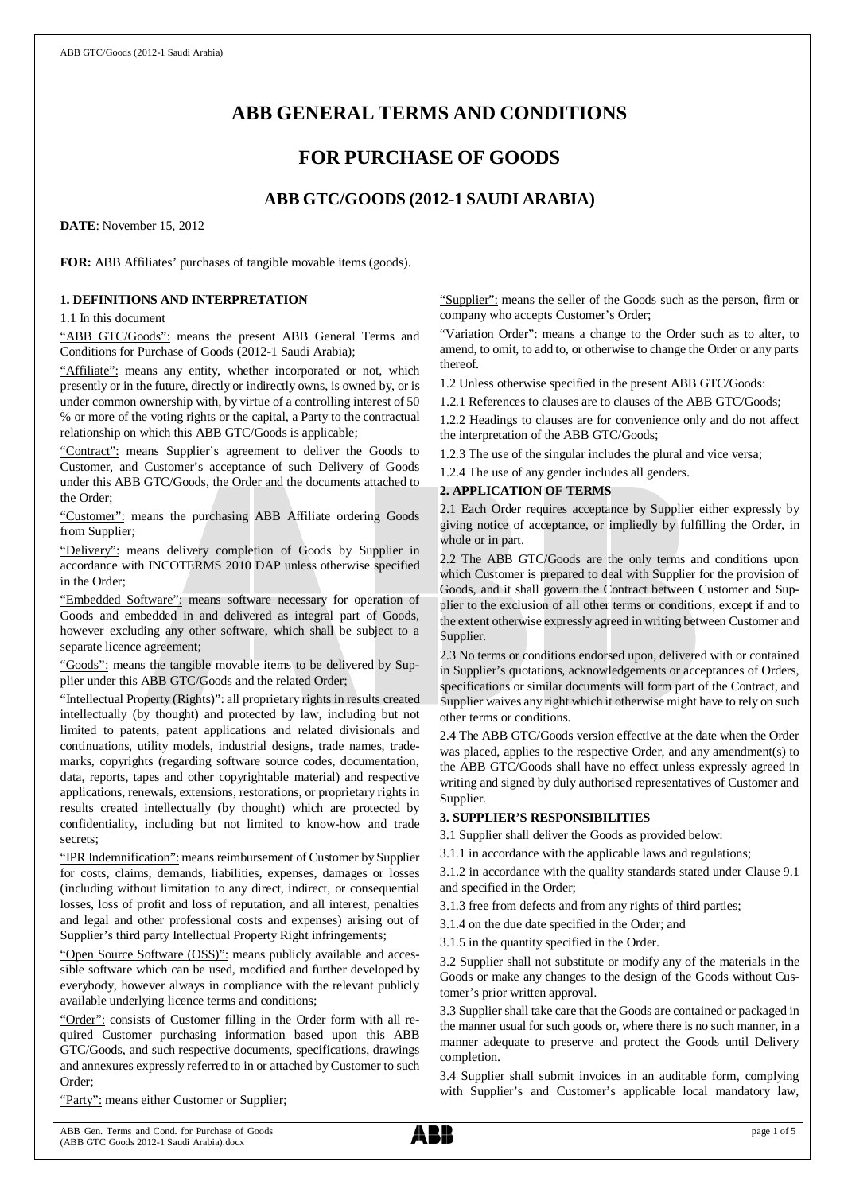# ABB GENERAL TERMS AND CONDITIONS

# FOR PURCHASE OF GOODS

## ABB GTC/GOODS (2012-1 SAUDI ARABIA)

**DATE**: November 15, 2012

**FOR:** ABB Affiliates' purchases of tangible movable items (goods).

### 1. DEFINITIONS AND INTERPRETATION

1.1 In this document

"ABB GTC/Goods": means the present ABB General Terms and Conditions for Purchase of Goods (2012-1 Saudi Arabia);

"Affiliate": means any entity, whether incorporated or not, which presently or in the future, directly or indirectly owns, is owned by, or is under common ownership with, by virtue of a controlling interest of 50 % or more of the voting rights or the capital, a Party to the contractual relationship on which this ABB GTC/Goods is applicable;

"Contract": means Supplier's agreement to deliver the Goods to Customer, and Customer's acceptance of such Delivery of Goods under this ABB GTC/Goods, the Order and the documents attached to the Order;

"Customer": means the purchasing ABB Affiliate ordering Goods from Supplier;

"Delivery": means delivery completion of Goods by Supplier in accordance with INCOTERMS 2010 DAP unless otherwise specified in the Order;

"Embedded Software": means software necessary for operation of Goods and embedded in and delivered as integral part of Goods, however excluding any other software, which shall be subject to a separate licence agreement;

"Goods": means the tangible movable items to be delivered by Supplier under this ABB GTC/Goods and the related Order;

"Intellectual Property (Rights)": all proprietary rights in results created intellectually (by thought) and protected by law, including but not limited to patents, patent applications and related divisionals and continuations, utility models, industrial designs, trade names, trademarks, copyrights (regarding software source codes, documentation, data, reports, tapes and other copyrightable material) and respective applications, renewals, extensions, restorations, or proprietary rights in results created intellectually (by thought) which are protected by confidentiality, including but not limited to know-how and trade secrets;

"IPR Indemnification": means reimbursement of Customer by Supplier for costs, claims, demands, liabilities, expenses, damages or losses (including without limitation to any direct, indirect, or consequential losses, loss of profit and loss of reputation, and all interest, penalties and legal and other professional costs and expenses) arising out of Supplier's third party Intellectual Property Right infringements;

"Open Source Software (OSS)": means publicly available and accessible software which can be used, modified and further developed by everybody, however always in compliance with the relevant publicly available underlying licence terms and conditions;

"Order": consists of Customer filling in the Order form with all required Customer purchasing information based upon this ABB GTC/Goods, and such respective documents, specifications, drawings and annexures expressly referred to in or attached by Customer to such Order;

"Party": means either Customer or Supplier;

"Supplier": means the seller of the Goods such as the person, firm or company who accepts Customer's Order;

"Variation Order": means a change to the Order such as to alter, to amend, to omit, to add to, or otherwise to change the Order or any parts thereof.

1.2 Unless otherwise specified in the present ABB GTC/Goods:

1.2.1 References to clauses are to clauses of the ABB GTC/Goods;

1.2.2 Headings to clauses are for convenience only and do not affect the interpretation of the ABB GTC/Goods;

1.2.3 The use of the singular includes the plural and vice versa;

1.2.4 The use of any gender includes all genders.

### 2. APPLICATION OF TERMS

2.1 Each Order requires acceptance by Supplier either expressly by giving notice of acceptance, or impliedly by fulfilling the Order, in whole or in part.

2.2 The ABB GTC/Goods are the only terms and conditions upon which Customer is prepared to deal with Supplier for the provision of Goods, and it shall govern the Contract between Customer and Supplier to the exclusion of all other terms or conditions, except if and to the extent otherwise expressly agreed in writing between Customer and Supplier.

2.3 No terms or conditions endorsed upon, delivered with or contained in Supplier's quotations, acknowledgements or acceptances of Orders, specifications or similar documents will form part of the Contract, and Supplier waives any right which it otherwise might have to rely on such other terms or conditions.

2.4 The ABB GTC/Goods version effective at the date when the Order was placed, applies to the respective Order, and any amendment(s) to the ABB GTC/Goods shall have no effect unless expressly agreed in writing and signed by duly authorised representatives of Customer and Supplier.

### 3. SUPPLIER'S RESPONSIBILITIES

3.1 Supplier shall deliver the Goods as provided below:

3.1.1 in accordance with the applicable laws and regulations;

3.1.2 in accordance with the quality standards stated under Clause 9.1 and specified in the Order;

3.1.3 free from defects and from any rights of third parties;

3.1.4 on the due date specified in the Order; and

3.1.5 in the quantity specified in the Order.

3.2 Supplier shall not substitute or modify any of the materials in the Goods or make any changes to the design of the Goods without Customer's prior written approval.

3.3 Supplier shall take care that the Goods are contained or packaged in the manner usual for such goods or, where there is no such manner, in a manner adequate to preserve and protect the Goods until Delivery completion.

3.4 Supplier shall submit invoices in an auditable form, complying with Supplier's and Customer's applicable local mandatory law,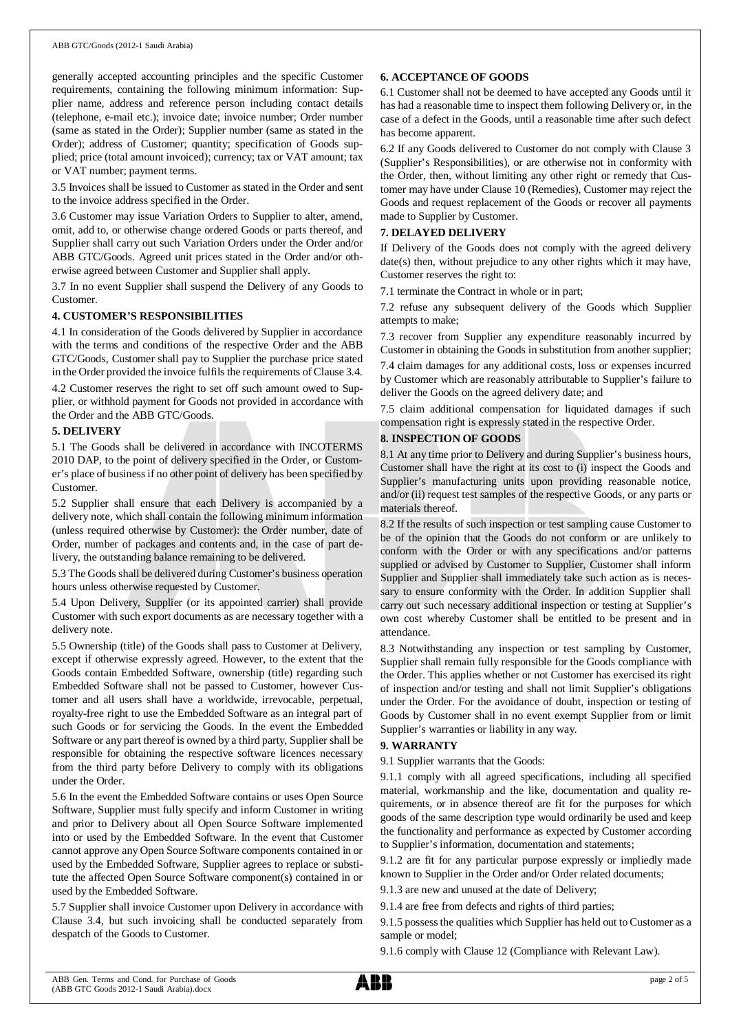generally accepted accounting principles and the specific Customer requirements, containing the following minimum information: Supplier name, address and reference person including contact details (telephone, e-mail etc.); invoice date; invoice number; Order number (same as stated in the Order); Supplier number (same as stated in the Order); address of Customer; quantity; specification of Goods supplied; price (total amount invoiced); currency; tax or VAT amount; tax or VAT number; payment terms.

3.5 Invoices shall be issued to Customer as stated in the Order and sent to the invoice address specified in the Order.

3.6 Customer may issue Variation Orders to Supplier to alter, amend, omit, add to, or otherwise change ordered Goods or parts thereof, and Supplier shall carry out such Variation Orders under the Order and/or ABB GTC/Goods. Agreed unit prices stated in the Order and/or otherwise agreed between Customer and Supplier shall apply.

3.7 In no event Supplier shall suspend the Delivery of any Goods to Customer.

## 4. CUSTOMER'S RESPONSIBILITIES

4.1 In consideration of the Goods delivered by Supplier in accordance with the terms and conditions of the respective Order and the ABB GTC/Goods, Customer shall pay to Supplier the purchase price stated in the Order provided the invoice fulfils the requirements of Clause 3.4.

4.2 Customer reserves the right to set off such amount owed to Supplier, or withhold payment for Goods not provided in accordance with the Order and the ABB GTC/Goods.

## 5. DELIVERY

5.1 The Goods shall be delivered in accordance with INCOTERMS 2010 DAP, to the point of delivery specified in the Order, or Customer's place of business if no other point of delivery has been specified by Customer.

5.2 Supplier shall ensure that each Delivery is accompanied by a delivery note, which shall contain the following minimum information (unless required otherwise by Customer): the Order number, date of Order, number of packages and contents and, in the case of part delivery, the outstanding balance remaining to be delivered.

5.3 The Goods shall be delivered during Customer's business operation hours unless otherwise requested by Customer.

5.4 Upon Delivery, Supplier (or its appointed carrier) shall provide Customer with such export documents as are necessary together with a delivery note.

5.5 Ownership (title) of the Goods shall pass to Customer at Delivery, except if otherwise expressly agreed. However, to the extent that the Goods contain Embedded Software, ownership (title) regarding such Embedded Software shall not be passed to Customer, however Customer and all users shall have a worldwide, irrevocable, perpetual, royalty-free right to use the Embedded Software as an integral part of such Goods or for servicing the Goods. In the event the Embedded Software or any part thereof is owned by a third party, Supplier shall be responsible for obtaining the respective software licences necessary from the third party before Delivery to comply with its obligations under the Order.

5.6 In the event the Embedded Software contains or uses Open Source Software, Supplier must fully specify and inform Customer in writing and prior to Delivery about all Open Source Software implemented into or used by the Embedded Software. In the event that Customer cannot approve any Open Source Software components contained in or used by the Embedded Software, Supplier agrees to replace or substitute the affected Open Source Software component(s) contained in or used by the Embedded Software.

5.7 Supplier shall invoice Customer upon Delivery in accordance with Clause 3.4, but such invoicing shall be conducted separately from despatch of the Goods to Customer.

## 6. ACCEPTANCE OF GOODS

6.1 Customer shall not be deemed to have accepted any Goods until it has had a reasonable time to inspect them following Delivery or, in the case of a defect in the Goods, until a reasonable time after such defect has become apparent.

6.2 If any Goods delivered to Customer do not comply with Clause 3 (Supplier's Responsibilities), or are otherwise not in conformity with the Order, then, without limiting any other right or remedy that Customer may have under Clause 10 (Remedies), Customer may reject the Goods and request replacement of the Goods or recover all payments made to Supplier by Customer.

## 7. DELAYED DELIVERY

If Delivery of the Goods does not comply with the agreed delivery date(s) then, without prejudice to any other rights which it may have, Customer reserves the right to:

7.1 terminate the Contract in whole or in part;

7.2 refuse any subsequent delivery of the Goods which Supplier attempts to make;

7.3 recover from Supplier any expenditure reasonably incurred by Customer in obtaining the Goods in substitution from another supplier;

7.4 claim damages for any additional costs, loss or expenses incurred by Customer which are reasonably attributable to Supplier's failure to deliver the Goods on the agreed delivery date; and

7.5 claim additional compensation for liquidated damages if such compensation right is expressly stated in the respective Order.

## 8. INSPECTION OF GOODS

8.1 At any time prior to Delivery and during Supplier's business hours, Customer shall have the right at its cost to (i) inspect the Goods and Supplier's manufacturing units upon providing reasonable notice, and/or (ii) request test samples of the respective Goods, or any parts or materials thereof.

8.2 If the results of such inspection or test sampling cause Customer to be of the opinion that the Goods do not conform or are unlikely to conform with the Order or with any specifications and/or patterns supplied or advised by Customer to Supplier, Customer shall inform Supplier and Supplier shall immediately take such action as is necessary to ensure conformity with the Order. In addition Supplier shall carry out such necessary additional inspection or testing at Supplier's own cost whereby Customer shall be entitled to be present and in attendance.

8.3 Notwithstanding any inspection or test sampling by Customer, Supplier shall remain fully responsible for the Goods compliance with the Order. This applies whether or not Customer has exercised its right of inspection and/or testing and shall not limit Supplier's obligations under the Order. For the avoidance of doubt, inspection or testing of Goods by Customer shall in no event exempt Supplier from or limit Supplier's warranties or liability in any way.

## 9. WARRANTY

9.1 Supplier warrants that the Goods:

9.1.1 comply with all agreed specifications, including all specified material, workmanship and the like, documentation and quality requirements, or in absence thereof are fit for the purposes for which goods of the same description type would ordinarily be used and keep the functionality and performance as expected by Customer according to Supplier's information, documentation and statements;

9.1.2 are fit for any particular purpose expressly or impliedly made known to Supplier in the Order and/or Order related documents;

9.1.3 are new and unused at the date of Delivery;

9.1.4 are free from defects and rights of third parties;

9.1.5 possess the qualities which Supplier has held out to Customer as a sample or model;

9.1.6 comply with Clause 12 (Compliance with Relevant Law).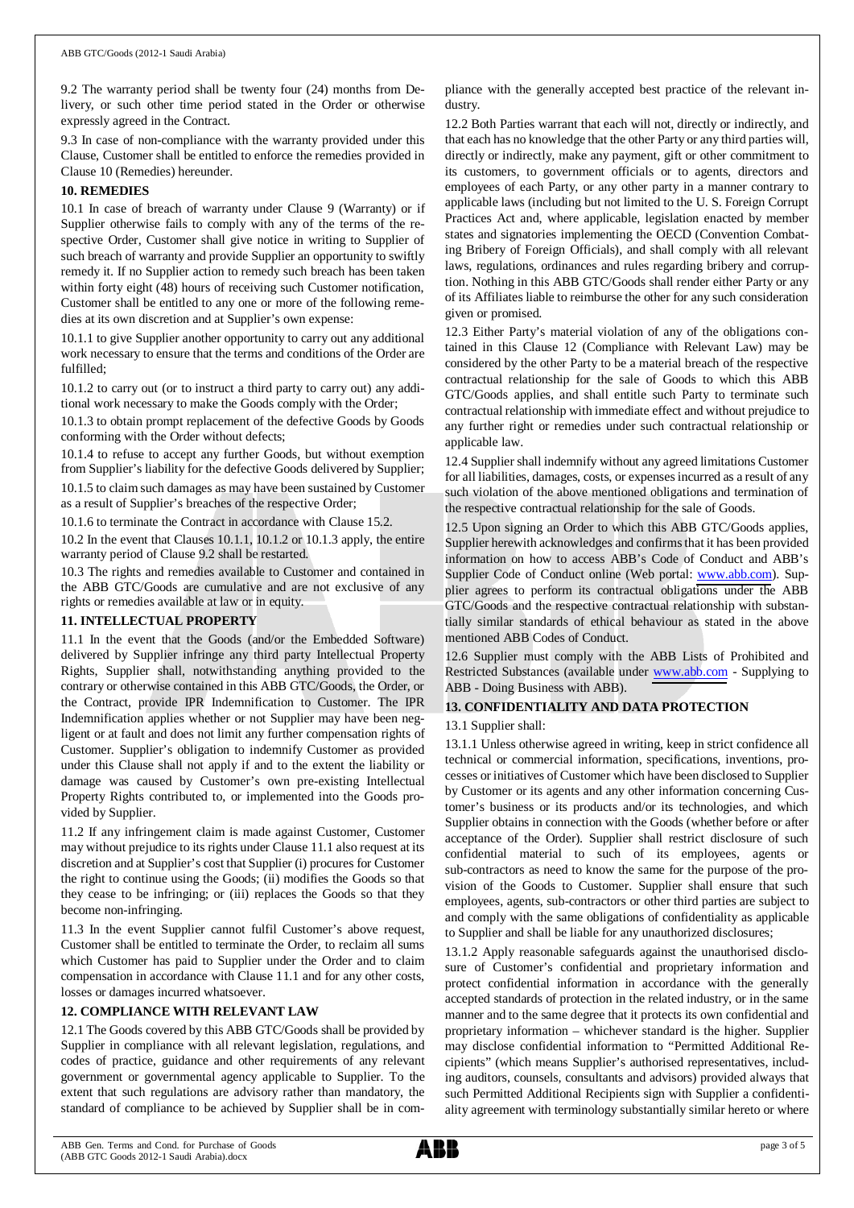9.2 The warranty period shall be twenty four (24) months from Delivery, or such other time period stated in the Order or otherwise expressly agreed in the Contract.

9.3 In case of non-compliance with the warranty provided under this Clause, Customer shall be entitled to enforce the remedies provided in Clause 10 (Remedies) hereunder.

**10. REMEDIES**

10.1 In case of breach of warranty under Clause 9 (Warranty) or if Supplier otherwise fails to comply with any of the terms of the respective Order, Customer shall give notice in writing to Supplier of such breach of warranty and provide Supplier an opportunity to swiftly remedy it. If no Supplier action to remedy such breach has been taken within forty eight (48) hours of receiving such Customer notification, Customer shall be entitled to any one or more of the following remedies at its own discretion and at Supplier's own expense:

10.1.1 to give Supplier another opportunity to carry out any additional work necessary to ensure that the terms and conditions of the Order are fulfilled;

10.1.2 to carry out (or to instruct a third party to carry out) any additional work necessary to make the Goods comply with the Order;

10.1.3 to obtain prompt replacement of the defective Goods by Goods conforming with the Order without defects;

10.1.4 to refuse to accept any further Goods, but without exemption from Supplier's liability for the defective Goods delivered by Supplier;

10.1.5 to claim such damages as may have been sustained by Customer as a result of Supplier's breaches of the respective Order;

10.1.6 to terminate the Contract in accordance with Clause 15.2.

10.2 In the event that Clauses 10.1.1, 10.1.2 or 10.1.3 apply, the entire warranty period of Clause 9.2 shall be restarted.

10.3 The rights and remedies available to Customer and contained in the ABB GTC/Goods are cumulative and are not exclusive of any rights or remedies available at law or in equity.

**11. INTELLECTUAL PROPERTY**

11.1 In the event that the Goods (and/or the Embedded Software) delivered by Supplier infringe any third party Intellectual Property Rights, Supplier shall, notwithstanding anything provided to the contrary or otherwise contained in this ABB GTC/Goods, the Order, or the Contract, provide IPR Indemnification to Customer. The IPR Indemnification applies whether or not Supplier may have been negligent or at fault and does not limit any further compensation rights of Customer. Supplier's obligation to indemnify Customer as provided under this Clause shall not apply if and to the extent the liability or damage was caused by Customer's own pre-existing Intellectual Property Rights contributed to, or implemented into the Goods provided by Supplier.

11.2 If any infringement claim is made against Customer, Customer may without prejudice to its rights under Clause 11.1 also request at its discretion and at Supplier's cost that Supplier (i) procures for Customer the right to continue using the Goods; (ii) modifies the Goods so that they cease to be infringing; or (iii) replaces the Goods so that they become non-infringing.

11.3 In the event Supplier cannot fulfil Customer's above request, Customer shall be entitled to terminate the Order, to reclaim all sums which Customer has paid to Supplier under the Order and to claim compensation in accordance with Clause 11.1 and for any other costs, losses or damages incurred whatsoever.

**12. COMPLIANCE WITH RELEVANT LAW**

12.1 The Goods covered by this ABB GTC/Goods shall be provided by Supplier in compliance with all relevant legislation, regulations, and codes of practice, guidance and other requirements of any relevant government or governmental agency applicable to Supplier. To the extent that such regulations are advisory rather than mandatory, the standard of compliance to be achieved by Supplier shall be in compliance with the generally accepted best practice of the relevant industry.

12.2 Both Parties warrant that each will not, directly or indirectly, and that each has no knowledge that the other Party or any third parties will, directly or indirectly, make any payment, gift or other commitment to its customers, to government officials or to agents, directors and employees of each Party, or any other party in a manner contrary to applicable laws (including but not limited to the U. S. Foreign Corrupt Practices Act and, where applicable, legislation enacted by member states and signatories implementing the OECD (Convention Combating Bribery of Foreign Officials), and shall comply with all relevant laws, regulations, ordinances and rules regarding bribery and corruption. Nothing in this ABB GTC/Goods shall render either Party or any of its Affiliates liable to reimburse the other for any such consideration given or promised.

12.3 Either Party's material violation of any of the obligations contained in this Clause 12 (Compliance with Relevant Law) may be considered by the other Party to be a material breach of the respective contractual relationship for the sale of Goods to which this ABB GTC/Goods applies, and shall entitle such Party to terminate such contractual relationship with immediate effect and without prejudice to any further right or remedies under such contractual relationship or applicable law.

12.4 Supplier shall indemnify without any agreed limitations Customer for all liabilities, damages, costs, or expenses incurred as a result of any such violation of the above mentioned obligations and termination of the respective contractual relationship for the sale of Goods.

12.5 Upon signing an Order to which this ABB GTC/Goods applies, Supplier herewith acknowledges and confirms that it has been provided information on how to access ABB's Code of Conduct and ABB's Supplier Code of Conduct online (Web portal: www.abb.com). Supplier agrees to perform its contractual obligations under the ABB GTC/Goods and the respective contractual relationship with substantially similar standards of ethical behaviour as stated in the above mentioned ABB Codes of Conduct.

12.6 Supplier must comply with the ABB Lists of Prohibited and Restricted Substances (available under www.abb.com - Supplying to ABB - Doing Business with ABB).

**13. CONFIDENTIALITY AND DATA PROTECTION**

13.1 Supplier shall:

13.1.1 Unless otherwise agreed in writing, keep in strict confidence all technical or commercial information, specifications, inventions, processes or initiatives of Customer which have been disclosed to Supplier by Customer or its agents and any other information concerning Customer's business or its products and/or its technologies, and which Supplier obtains in connection with the Goods (whether before or after acceptance of the Order). Supplier shall restrict disclosure of such confidential material to such of its employees, agents or sub-contractors as need to know the same for the purpose of the provision of the Goods to Customer. Supplier shall ensure that such employees, agents, sub-contractors or other third parties are subject to and comply with the same obligations of confidentiality as applicable to Supplier and shall be liable for any unauthorized disclosures;

13.1.2 Apply reasonable safeguards against the unauthorised disclosure of Customer's confidential and proprietary information and protect confidential information in accordance with the generally accepted standards of protection in the related industry, or in the same manner and to the same degree that it protects its own confidential and proprietary information – whichever standard is the higher. Supplier may disclose confidential information to "Permitted Additional Recipients" (which means Supplier's authorised representatives, including auditors, counsels, consultants and advisors) provided always that such Permitted Additional Recipients sign with Supplier a confidentiality agreement with terminology substantially similar hereto or where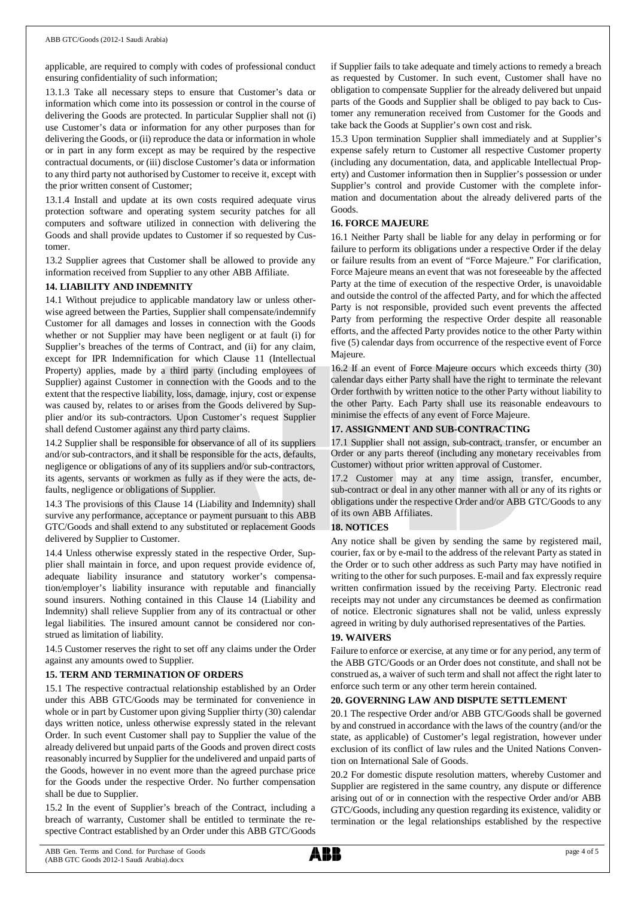applicable, are required to comply with codes of professional conduct ensuring confidentiality of such information;

13.1.3 Take all necessary steps to ensure that Customer's data or information which come into its possession or control in the course of delivering the Goods are protected. In particular Supplier shall not (i) use Customer's data or information for any other purposes than for delivering the Goods, or (ii) reproduce the data or information in whole or in part in any form except as may be required by the respective contractual documents, or (iii) disclose Customer's data or information to any third party not authorised by Customer to receive it, except with the prior written consent of Customer;

13.1.4 Install and update at its own costs required adequate virus protection software and operating system security patches for all computers and software utilized in connection with delivering the Goods and shall provide updates to Customer if so requested by Customer.

13.2 Supplier agrees that Customer shall be allowed to provide any information received from Supplier to any other ABB Affiliate.

### 14. LIABILITY AND INDEMNITY

14.1 Without prejudice to applicable mandatory law or unless otherwise agreed between the Parties, Supplier shall compensate/indemnify Customer for all damages and losses in connection with the Goods whether or not Supplier may have been negligent or at fault (i) for Supplier's breaches of the terms of Contract, and (ii) for any claim, except for IPR Indemnification for which Clause 11 (Intellectual Property) applies, made by a third party (including employees of Supplier) against Customer in connection with the Goods and to the extent that the respective liability, loss, damage, injury, cost or expense was caused by, relates to or arises from the Goods delivered by Supplier and/or its sub-contractors. Upon Customer's request Supplier shall defend Customer against any third party claims.

14.2 Supplier shall be responsible for observance of all of its suppliers and/or sub-contractors, and it shall be responsible for the acts, defaults, negligence or obligations of any of its suppliers and/or sub-contractors, its agents, servants or workmen as fully as if they were the acts, defaults, negligence or obligations of Supplier.

14.3 The provisions of this Clause 14 (Liability and Indemnity) shall survive any performance, acceptance or payment pursuant to this ABB GTC/Goods and shall extend to any substituted or replacement Goods delivered by Supplier to Customer.

14.4 Unless otherwise expressly stated in the respective Order, Supplier shall maintain in force, and upon request provide evidence of, adequate liability insurance and statutory worker's compensation/employer's liability insurance with reputable and financially sound insurers. Nothing contained in this Clause 14 (Liability and Indemnity) shall relieve Supplier from any of its contractual or other legal liabilities. The insured amount cannot be considered nor construed as limitation of liability.

14.5 Customer reserves the right to set off any claims under the Order against any amounts owed to Supplier.

### 15. TERM AND TERMINATION OF ORDERS

15.1 The respective contractual relationship established by an Order under this ABB GTC/Goods may be terminated for convenience in whole or in part by Customer upon giving Supplier thirty (30) calendar days written notice, unless otherwise expressly stated in the relevant Order. In such event Customer shall pay to Supplier the value of the already delivered but unpaid parts of the Goods and proven direct costs reasonably incurred by Supplier for the undelivered and unpaid parts of the Goods, however in no event more than the agreed purchase price for the Goods under the respective Order. No further compensation shall be due to Supplier.

15.2 In the event of Supplier's breach of the Contract, including a breach of warranty, Customer shall be entitled to terminate the respective Contract established by an Order under this ABB GTC/Goods if Supplier fails to take adequate and timely actions to remedy a breach as requested by Customer. In such event, Customer shall have no obligation to compensate Supplier for the already delivered but unpaid parts of the Goods and Supplier shall be obliged to pay back to Customer any remuneration received from Customer for the Goods and take back the Goods at Supplier's own cost and risk.

15.3 Upon termination Supplier shall immediately and at Supplier's expense safely return to Customer all respective Customer property (including any documentation, data, and applicable Intellectual Property) and Customer information then in Supplier's possession or under Supplier's control and provide Customer with the complete information and documentation about the already delivered parts of the Goods.

### 16. FORCE MAJEURE

16.1 Neither Party shall be liable for any delay in performing or for failure to perform its obligations under a respective Order if the delay or failure results from an event of "Force Majeure." For clarification, Force Majeure means an event that was not foreseeable by the affected Party at the time of execution of the respective Order, is unavoidable and outside the control of the affected Party, and for which the affected Party is not responsible, provided such event prevents the affected Party from performing the respective Order despite all reasonable efforts, and the affected Party provides notice to the other Party within five (5) calendar days from occurrence of the respective event of Force Majeure.

16.2 If an event of Force Majeure occurs which exceeds thirty (30) calendar days either Party shall have the right to terminate the relevant Order forthwith by written notice to the other Party without liability to the other Party. Each Party shall use its reasonable endeavours to minimise the effects of any event of Force Majeure.

### 17. ASSIGNMENT AND SUB-CONTRACTING

17.1 Supplier shall not assign, sub-contract, transfer, or encumber an Order or any parts thereof (including any monetary receivables from Customer) without prior written approval of Customer.

17.2 Customer may at any time assign, transfer, encumber, sub-contract or deal in any other manner with all or any of its rights or obligations under the respective Order and/or ABB GTC/Goods to any of its own ABB Affiliates.

### 18. NOTICES

Any notice shall be given by sending the same by registered mail, courier, fax or by e-mail to the address of the relevant Party as stated in the Order or to such other address as such Party may have notified in writing to the other for such purposes. E-mail and fax expressly require written confirmation issued by the receiving Party. Electronic read receipts may not under any circumstances be deemed as confirmation of notice. Electronic signatures shall not be valid, unless expressly agreed in writing by duly authorised representatives of the Parties.

### 19. WAIVERS

Failure to enforce or exercise, at any time or for any period, any term of the ABB GTC/Goods or an Order does not constitute, and shall not be construed as, a waiver of such term and shall not affect the right later to enforce such term or any other term herein contained.

### 20. GOVERNING LAW AND DISPUTE SETTLEMENT

20.1 The respective Order and/or ABB GTC/Goods shall be governed by and construed in accordance with the laws of the country (and/or the state, as applicable) of Customer's legal registration, however under exclusion of its conflict of law rules and the United Nations Convention on International Sale of Goods.

20.2 For domestic dispute resolution matters, whereby Customer and Supplier are registered in the same country, any dispute or difference arising out of or in connection with the respective Order and/or ABB GTC/Goods, including any question regarding its existence, validity or termination or the legal relationships established by the respective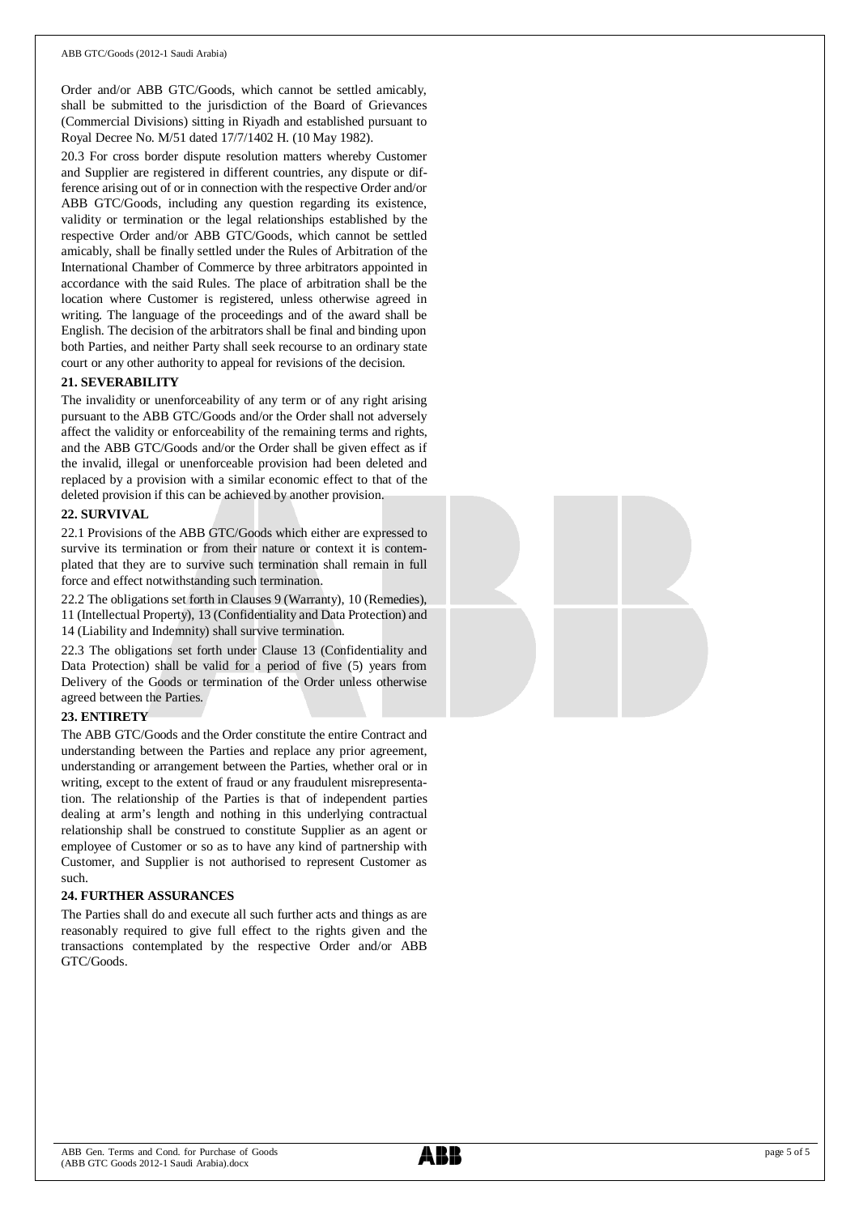Order and/or ABB GTC/Goods, which cannot be settled amicably, shall be submitted to the jurisdiction of the Board of Grievances (Commercial Divisions) sitting in Riyadh and established pursuant to Royal Decree No. M/51 dated 17/7/1402 H. (10 May 1982).

20.3 For cross border dispute resolution matters whereby Customer and Supplier are registered in different countries, any dispute or difference arising out of or in connection with the respective Order and/or ABB GTC/Goods, including any question regarding its existence, validity or termination or the legal relationships established by the respective Order and/or ABB GTC/Goods, which cannot be settled amicably, shall be finally settled under the Rules of Arbitration of the International Chamber of Commerce by three arbitrators appointed in accordance with the said Rules. The place of arbitration shall be the location where Customer is registered, unless otherwise agreed in writing. The language of the proceedings and of the award shall be English. The decision of the arbitrators shall be final and binding upon both Parties, and neither Party shall seek recourse to an ordinary state court or any other authority to appeal for revisions of the decision.

**21. SEVERABILITY**

The invalidity or unenforceability of any term or of any right arising pursuant to the ABB GTC/Goods and/or the Order shall not adversely affect the validity or enforceability of the remaining terms and rights, and the ABB GTC/Goods and/or the Order shall be given effect as if the invalid, illegal or unenforceable provision had been deleted and replaced by a provision with a similar economic effect to that of the deleted provision if this can be achieved by another provision.

**22. SURVIVAL**

22.1 Provisions of the ABB GTC/Goods which either are expressed to survive its termination or from their nature or context it is contemplated that they are to survive such termination shall remain in full force and effect notwithstanding such termination.

22.2 The obligations set forth in Clauses 9 (Warranty), 10 (Remedies), 11 (Intellectual Property), 13 (Confidentiality and Data Protection) and 14 (Liability and Indemnity) shall survive termination.

22.3 The obligations set forth under Clause 13 (Confidentiality and Data Protection) shall be valid for a period of five (5) years from Delivery of the Goods or termination of the Order unless otherwise agreed between the Parties.

**23. ENTIRETY**

The ABB GTC/Goods and the Order constitute the entire Contract and understanding between the Parties and replace any prior agreement, understanding or arrangement between the Parties, whether oral or in writing, except to the extent of fraud or any fraudulent misrepresentation. The relationship of the Parties is that of independent parties dealing at arm's length and nothing in this underlying contractual relationship shall be construed to constitute Supplier as an agent or employee of Customer or so as to have any kind of partnership with Customer, and Supplier is not authorised to represent Customer as such.

**24. FURTHER ASSURANCES**

The Parties shall do and execute all such further acts and things as are reasonably required to give full effect to the rights given and the transactions contemplated by the respective Order and/or ABB GTC/Goods.